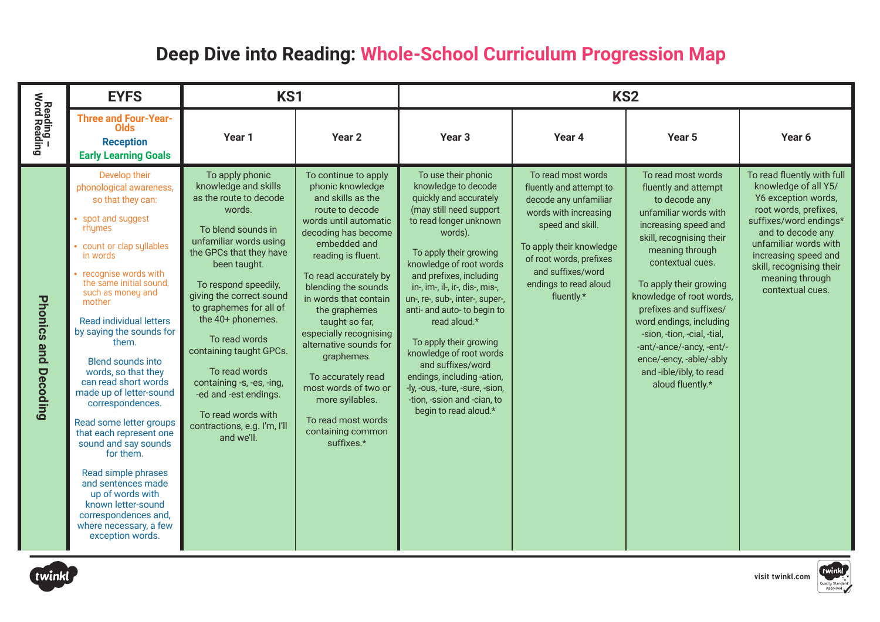# Deep Dive into Reading: Whole-School Curriculum Progression Map

| Reading – Word Reading | EYFS | KS1 | | KS2 | | | |
|---|---|---|---|---|---|---|---|
| | Three and Four-Year-Olds<br>Reception<br>Early Learning Goals | Year 1 | Year 2 | Year 3 | Year 4 | Year 5 | Year 6 |
| **Phonics and Decoding** | Develop their phonological awareness, so that they can:<br>• spot and suggest rhymes<br>• count or clap syllables in words<br>• recognise words with the same initial sound, such as money and mother<br><br>Read individual letters by saying the sounds for them.<br><br>Blend sounds into words, so that they can read short words made up of letter-sound correspondences.<br><br>Read some letter groups that each represent one sound and say sounds for them.<br><br>Read simple phrases and sentences made up of words with known letter-sound correspondences and, where necessary, a few exception words. | To apply phonic knowledge and skills as the route to decode words.<br><br>To blend sounds in unfamiliar words using the GPCs that they have been taught.<br><br>To respond speedily, giving the correct sound to graphemes for all of the 40+ phonemes.<br><br>To read words containing taught GPCs.<br><br>To read words containing -s, -es, -ing, -ed and -est endings.<br><br>To read words with contractions, e.g. I'm, I'll and we'll. | To continue to apply phonic knowledge and skills as the route to decode words until automatic decoding has become embedded and reading is fluent.<br><br>To read accurately by blending the sounds in words that contain the graphemes taught so far, especially recognising alternative sounds for graphemes.<br><br>To accurately read most words of two or more syllables.<br><br>To read most words containing common suffixes.* | To use their phonic knowledge to decode quickly and accurately (may still need support to read longer unknown words).<br><br>To apply their growing knowledge of root words and prefixes, including in-, im-, il-, ir-, dis-, mis-, un-, re-, sub-, inter-, super-, anti- and auto- to begin to read aloud.*<br><br>To apply their growing knowledge of root words and suffixes/word endings, including -ation, -ly, -ous, -ture, -sure, -sion, -tion, -ssion and -cian, to begin to read aloud.* | To read most words fluently and attempt to decode any unfamiliar words with increasing speed and skill.<br><br>To apply their knowledge of root words, prefixes and suffixes/word endings to read aloud fluently.* | To read most words fluently and attempt to decode any unfamiliar words with increasing speed and skill, recognising their meaning through contextual cues.<br><br>To apply their growing knowledge of root words, prefixes and suffixes/word endings, including -sion, -tion, -cial, -tial, -ant/-ance/-ancy, -ent/-ence/-ency, -able/-ably and -ible/ibly, to read aloud fluently.* | To read fluently with full knowledge of all Y5/Y6 exception words, root words, prefixes, suffixes/word endings* and to decode any unfamiliar words with increasing speed and skill, recognising their meaning through contextual cues. |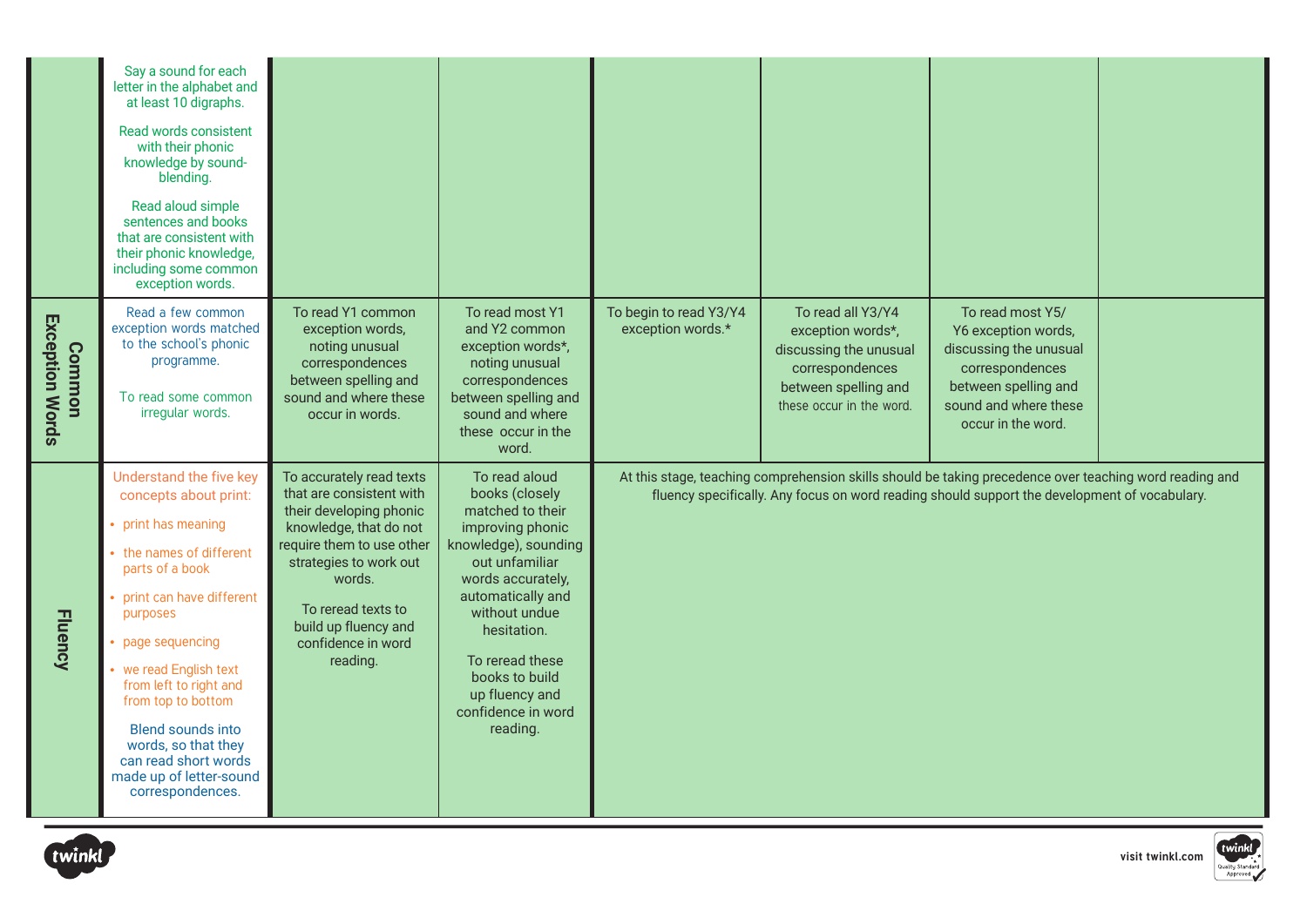| | | | | | | | |
|---|---|---|---|---|---|---|---|
| | Say a sound for each letter in the alphabet and at least 10 digraphs. Read words consistent with their phonic knowledge by sound-blending. Read aloud simple sentences and books that are consistent with their phonic knowledge, including some common exception words. | | | | | | |
| **Common Exception Words** | Read a few common exception words matched to the school's phonic programme. To read some common irregular words. | To read Y1 common exception words, noting unusual correspondences between spelling and sound and where these occur in words. | To read most Y1 and Y2 common exception words*, noting unusual correspondences between spelling and sound and where these occur in the word. | To begin to read Y3/Y4 exception words.* | To read all Y3/Y4 exception words*, discussing the unusual correspondences between spelling and these occur in the word. | To read most Y5/ Y6 exception words, discussing the unusual correspondences between spelling and sound and where these occur in the word. | |
| **Fluency** | Understand the five key concepts about print: • print has meaning • the names of different parts of a book • print can have different purposes • page sequencing • we read English text from left to right and from top to bottom. Blend sounds into words, so that they can read short words made up of letter-sound correspondences. | To accurately read texts that are consistent with their developing phonic knowledge, that do not require them to use other strategies to work out words. To reread texts to build up fluency and confidence in word reading. | To read aloud books (closely matched to their improving phonic knowledge), sounding out unfamiliar words accurately, automatically and without undue hesitation. To reread these books to build up fluency and confidence in word reading. | At this stage, teaching comprehension skills should be taking precedence over teaching word reading and fluency specifically. Any focus on word reading should support the development of vocabulary. | | | |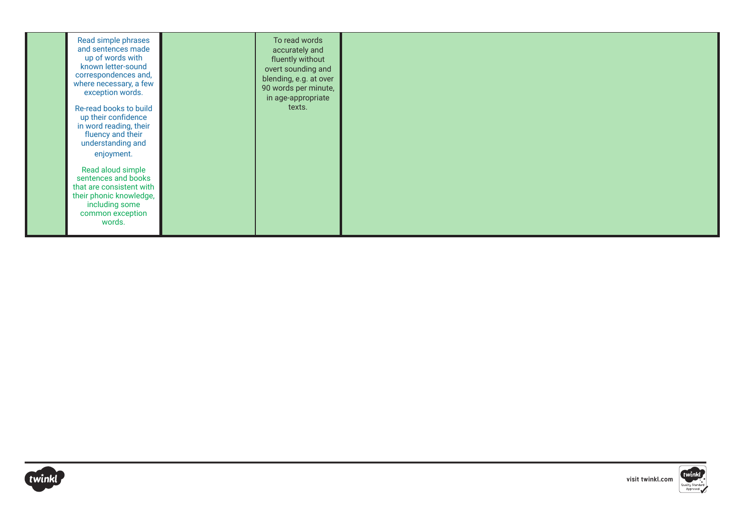|  | Read simple phrases and sentences made up of words with known letter-sound correspondences and, where necessary, a few exception words.<br><br>Re-read books to build up their confidence in word reading, their fluency and their understanding and enjoyment.<br><br>Read aloud simple sentences and books that are consistent with their phonic knowledge, including some common exception words. |  | To read words accurately and fluently without overt sounding and blending, e.g. at over 90 words per minute, in age-appropriate texts. |  |
|---|---|---|---|---|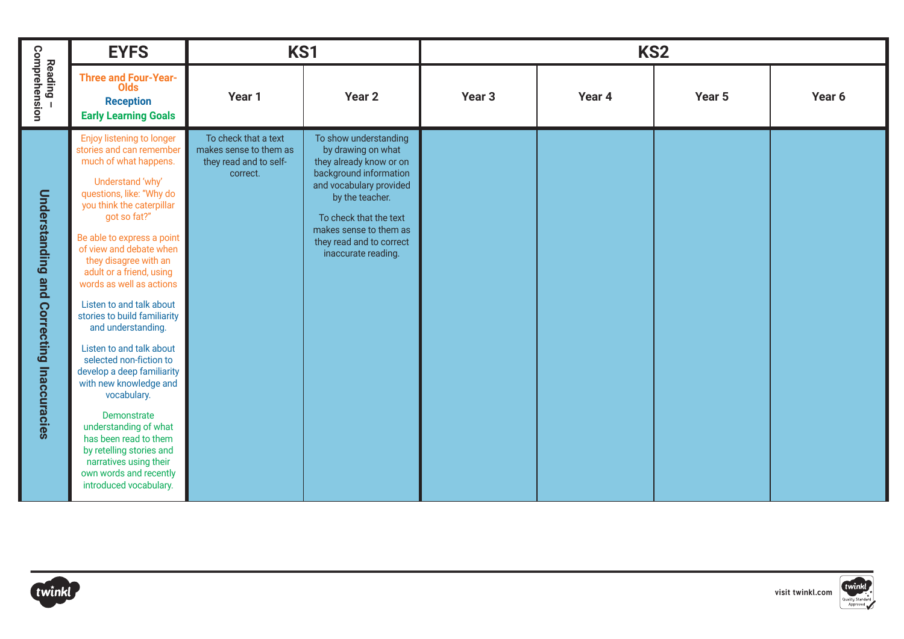| Reading – Comprehension | EYFS | KS1 | | KS2 | | | |
|---|---|---|---|---|---|---|---|
| | Three and Four-Year-Olds<br>Reception<br>Early Learning Goals | Year 1 | Year 2 | Year 3 | Year 4 | Year 5 | Year 6 |
| Understanding and Correcting Inaccuracies | Enjoy listening to longer stories and can remember much of what happens.<br><br>Understand 'why' questions, like: "Why do you think the caterpillar got so fat?"<br><br>Be able to express a point of view and debate when they disagree with an adult or a friend, using words as well as actions<br><br>Listen to and talk about stories to build familiarity and understanding.<br><br>Listen to and talk about selected non-fiction to develop a deep familiarity with new knowledge and vocabulary.<br><br>Demonstrate understanding of what has been read to them by retelling stories and narratives using their own words and recently introduced vocabulary. | To check that a text makes sense to them as they read and to self-correct. | To show understanding by drawing on what they already know or on background information and vocabulary provided by the teacher.<br><br>To check that the text makes sense to them as they read and to correct inaccurate reading. | | | | |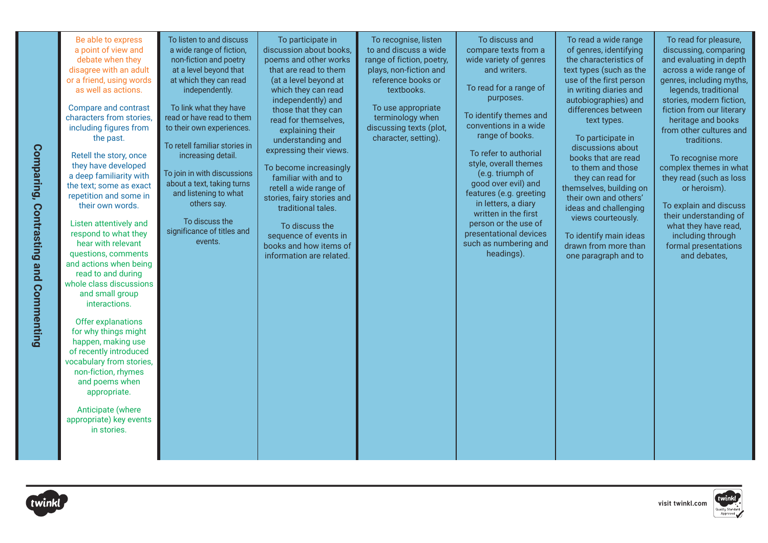| Comparing, Contrasting and Commenting | Be able to express a point of view and debate when they disagree with an adult or a friend, using words as well as actions.<br><br>Compare and contrast characters from stories, including figures from the past.<br><br>Retell the story, once they have developed a deep familiarity with the text; some as exact repetition and some in their own words.<br><br>Listen attentively and respond to what they hear with relevant questions, comments and actions when being read to and during whole class discussions and small group interactions.<br><br>Offer explanations for why things might happen, making use of recently introduced vocabulary from stories, non-fiction, rhymes and poems when appropriate.<br><br>Anticipate (where appropriate) key events in stories. | To listen to and discuss a wide range of fiction, non-fiction and poetry at a level beyond that at which they can read independently.<br><br>To link what they have read or have read to them to their own experiences.<br><br>To retell familiar stories in increasing detail.<br><br>To join in with discussions about a text, taking turns and listening to what others say.<br><br>To discuss the significance of titles and events. | To participate in discussion about books, poems and other works that are read to them (at a level beyond at which they can read independently) and those that they can read for themselves, explaining their understanding and expressing their views.<br><br>To become increasingly familiar with and to retell a wide range of stories, fairy stories and traditional tales.<br><br>To discuss the sequence of events in books and how items of information are related. | To recognise, listen to and discuss a wide range of fiction, poetry, plays, non-fiction and reference books or textbooks.<br><br>To use appropriate terminology when discussing texts (plot, character, setting). | To discuss and compare texts from a wide variety of genres and writers.<br><br>To read for a range of purposes.<br><br>To identify themes and conventions in a wide range of books.<br><br>To refer to authorial style, overall themes (e.g. triumph of good over evil) and features (e.g. greeting in letters, a diary written in the first person or the use of presentational devices such as numbering and headings). | To read a wide range of genres, identifying the characteristics of text types (such as the use of the first person in writing diaries and autobiographies) and differences between text types.<br><br>To participate in discussions about books that are read to them and those they can read for themselves, building on their own and others' ideas and challenging views courteously.<br><br>To identify main ideas drawn from more than one paragraph and to | To read for pleasure, discussing, comparing and evaluating in depth across a wide range of genres, including myths, legends, traditional stories, modern fiction, fiction from our literary heritage and books from other cultures and traditions.<br><br>To recognise more complex themes in what they read (such as loss or heroism).<br><br>To explain and discuss their understanding of what they have read, including through formal presentations and debates, |
|---|---|---|---|---|---|---|---|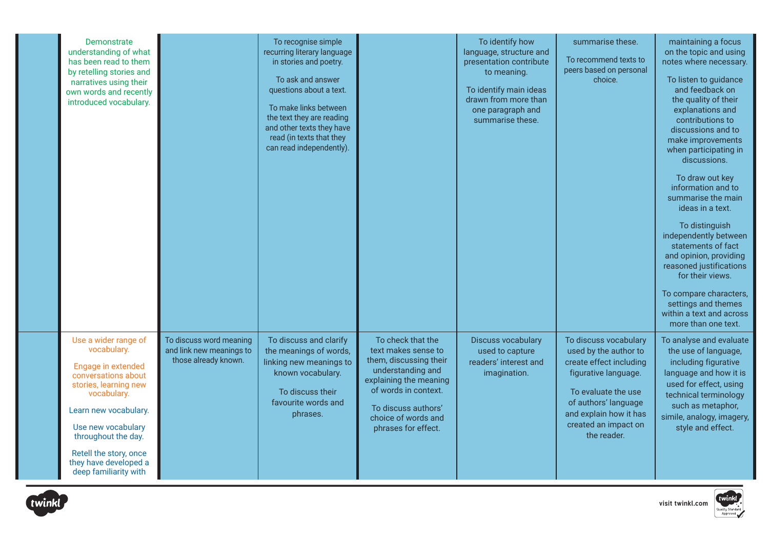| | | | | | | | |
|---|---|---|---|---|---|---|---|
| | Demonstrate understanding of what has been read to them by retelling stories and narratives using their own words and recently introduced vocabulary. | | To recognise simple recurring literary language in stories and poetry.<br><br>To ask and answer questions about a text.<br><br>To make links between the text they are reading and other texts they have read (in texts that they can read independently). | | To identify how language, structure and presentation contribute to meaning.<br><br>To identify main ideas drawn from more than one paragraph and summarise these. | summarise these.<br><br>To recommend texts to peers based on personal choice. | maintaining a focus on the topic and using notes where necessary.<br><br>To listen to guidance and feedback on the quality of their explanations and contributions to discussions and to make improvements when participating in discussions.<br><br>To draw out key information and to summarise the main ideas in a text.<br><br>To distinguish independently between statements of fact and opinion, providing reasoned justifications for their views.<br><br>To compare characters, settings and themes within a text and across more than one text. |
| | Use a wider range of vocabulary.<br><br>Engage in extended conversations about stories, learning new vocabulary.<br><br>Learn new vocabulary.<br><br>Use new vocabulary throughout the day.<br><br>Retell the story, once they have developed a deep familiarity with | To discuss word meaning and link new meanings to those already known. | To discuss and clarify the meanings of words, linking new meanings to known vocabulary.<br><br>To discuss their favourite words and phrases. | To check that the text makes sense to them, discussing their understanding and explaining the meaning of words in context.<br><br>To discuss authors' choice of words and phrases for effect. | Discuss vocabulary used to capture readers' interest and imagination. | To discuss vocabulary used by the author to create effect including figurative language.<br><br>To evaluate the use of authors' language and explain how it has created an impact on the reader. | To analyse and evaluate the use of language, including figurative language and how it is used for effect, using technical terminology such as metaphor, simile, analogy, imagery, style and effect. |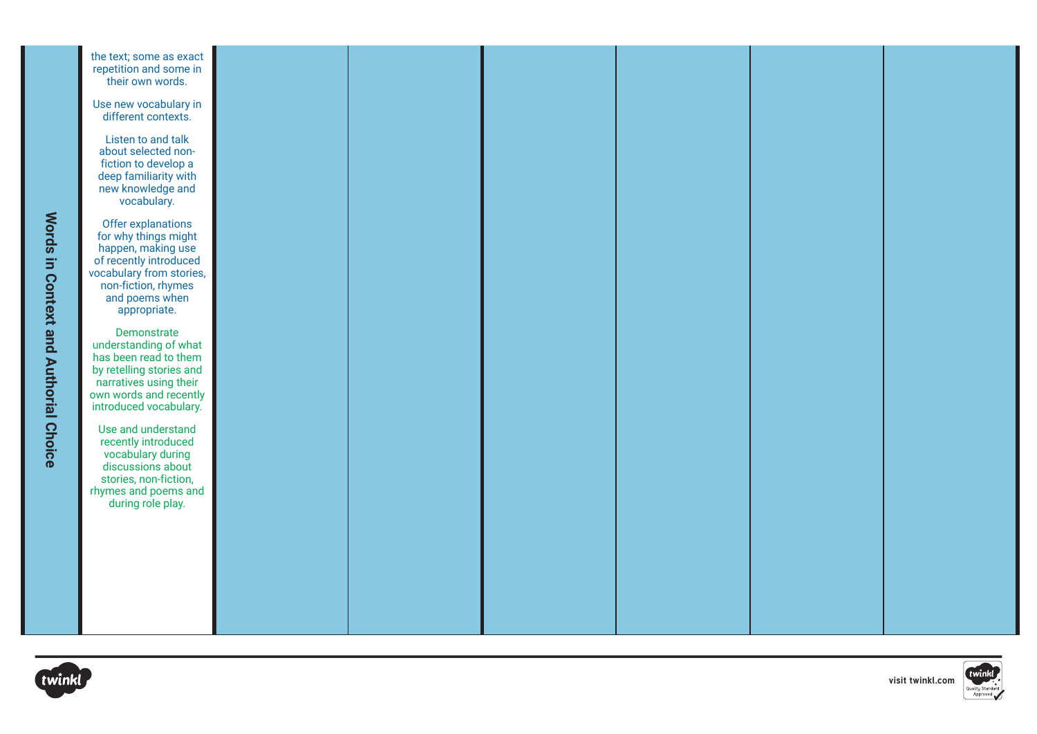| Words in Context and Authorial Choice | | | | | | | |
|---|---|---|---|---|---|---|---|
| | the text; some as exact repetition and some in their own words.<br><br>Use new vocabulary in different contexts.<br><br>Listen to and talk about selected non-fiction to develop a deep familiarity with new knowledge and vocabulary.<br><br>Offer explanations for why things might happen, making use of recently introduced vocabulary from stories, non-fiction, rhymes and poems when appropriate.<br><br>Demonstrate understanding of what has been read to them by retelling stories and narratives using their own words and recently introduced vocabulary.<br><br>Use and understand recently introduced vocabulary during discussions about stories, non-fiction, rhymes and poems and during role play. | | | | | | |

visit twinkl.com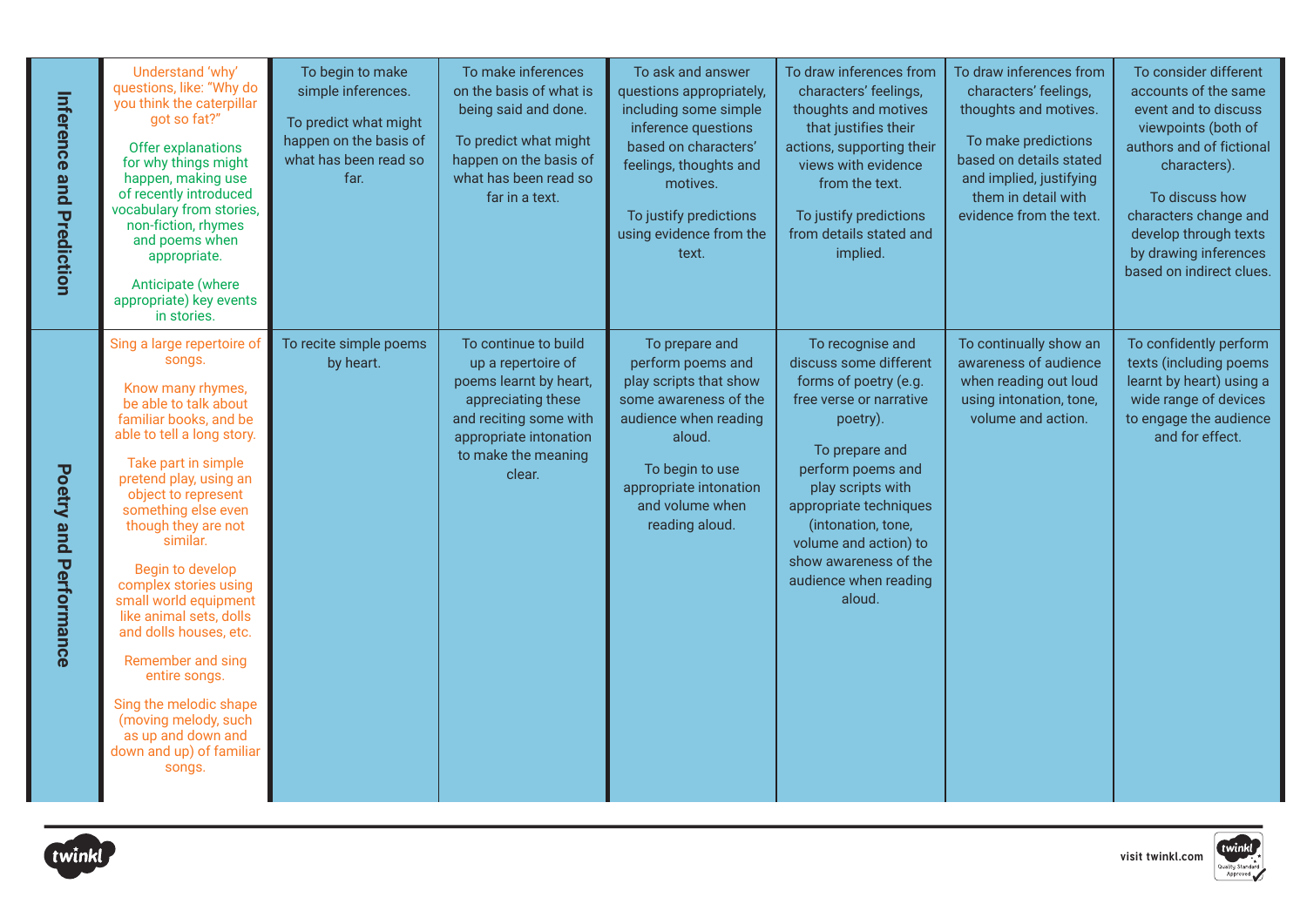| | | | | | | | |
|---|---|---|---|---|---|---|---|
| **Inference and Prediction** | Understand 'why' questions, like: "Why do you think the caterpillar got so fat?"<br><br>Offer explanations for why things might happen, making use of recently introduced vocabulary from stories, non-fiction, rhymes and poems when appropriate.<br><br>Anticipate (where appropriate) key events in stories. | To begin to make simple inferences.<br><br>To predict what might happen on the basis of what has been read so far. | To make inferences on the basis of what is being said and done.<br><br>To predict what might happen on the basis of what has been read so far in a text. | To ask and answer questions appropriately, including some simple inference questions based on characters' feelings, thoughts and motives.<br><br>To justify predictions using evidence from the text. | To draw inferences from characters' feelings, thoughts and motives that justifies their actions, supporting their views with evidence from the text.<br><br>To justify predictions from details stated and implied. | To draw inferences from characters' feelings, thoughts and motives.<br><br>To make predictions based on details stated and implied, justifying them in detail with evidence from the text. | To consider different accounts of the same event and to discuss viewpoints (both of authors and of fictional characters).<br><br>To discuss how characters change and develop through texts by drawing inferences based on indirect clues. |
| **Poetry and Performance** | Sing a large repertoire of songs.<br><br>Know many rhymes, be able to talk about familiar books, and be able to tell a long story.<br><br>Take part in simple pretend play, using an object to represent something else even though they are not similar.<br><br>Begin to develop complex stories using small world equipment like animal sets, dolls and dolls houses, etc.<br><br>Remember and sing entire songs.<br><br>Sing the melodic shape (moving melody, such as up and down and down and up) of familiar songs. | To recite simple poems by heart. | To continue to build up a repertoire of poems learnt by heart, appreciating these and reciting some with appropriate intonation to make the meaning clear. | To prepare and perform poems and play scripts that show some awareness of the audience when reading aloud.<br><br>To begin to use appropriate intonation and volume when reading aloud. | To recognise and discuss some different forms of poetry (e.g. free verse or narrative poetry).<br><br>To prepare and perform poems and play scripts with appropriate techniques (intonation, tone, volume and action) to show awareness of the audience when reading aloud. | To continually show an awareness of audience when reading out loud using intonation, tone, volume and action. | To confidently perform texts (including poems learnt by heart) using a wide range of devices to engage the audience and for effect. |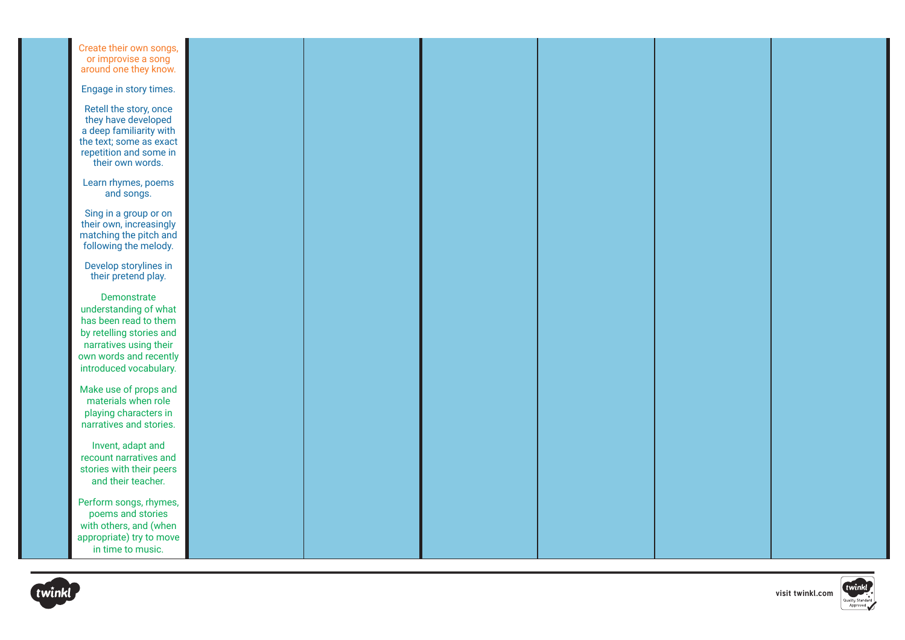| | | | | | | | |
|---|---|---|---|---|---|---|---|
| | Create their own songs, or improvise a song around one they know.<br><br>Engage in story times.<br><br>Retell the story, once they have developed a deep familiarity with the text; some as exact repetition and some in their own words.<br><br>Learn rhymes, poems and songs.<br><br>Sing in a group or on their own, increasingly matching the pitch and following the melody.<br><br>Develop storylines in their pretend play.<br><br>Demonstrate understanding of what has been read to them by retelling stories and narratives using their own words and recently introduced vocabulary.<br><br>Make use of props and materials when role playing characters in narratives and stories.<br><br>Invent, adapt and recount narratives and stories with their peers and their teacher.<br><br>Perform songs, rhymes, poems and stories with others, and (when appropriate) try to move in time to music. | | | | | | |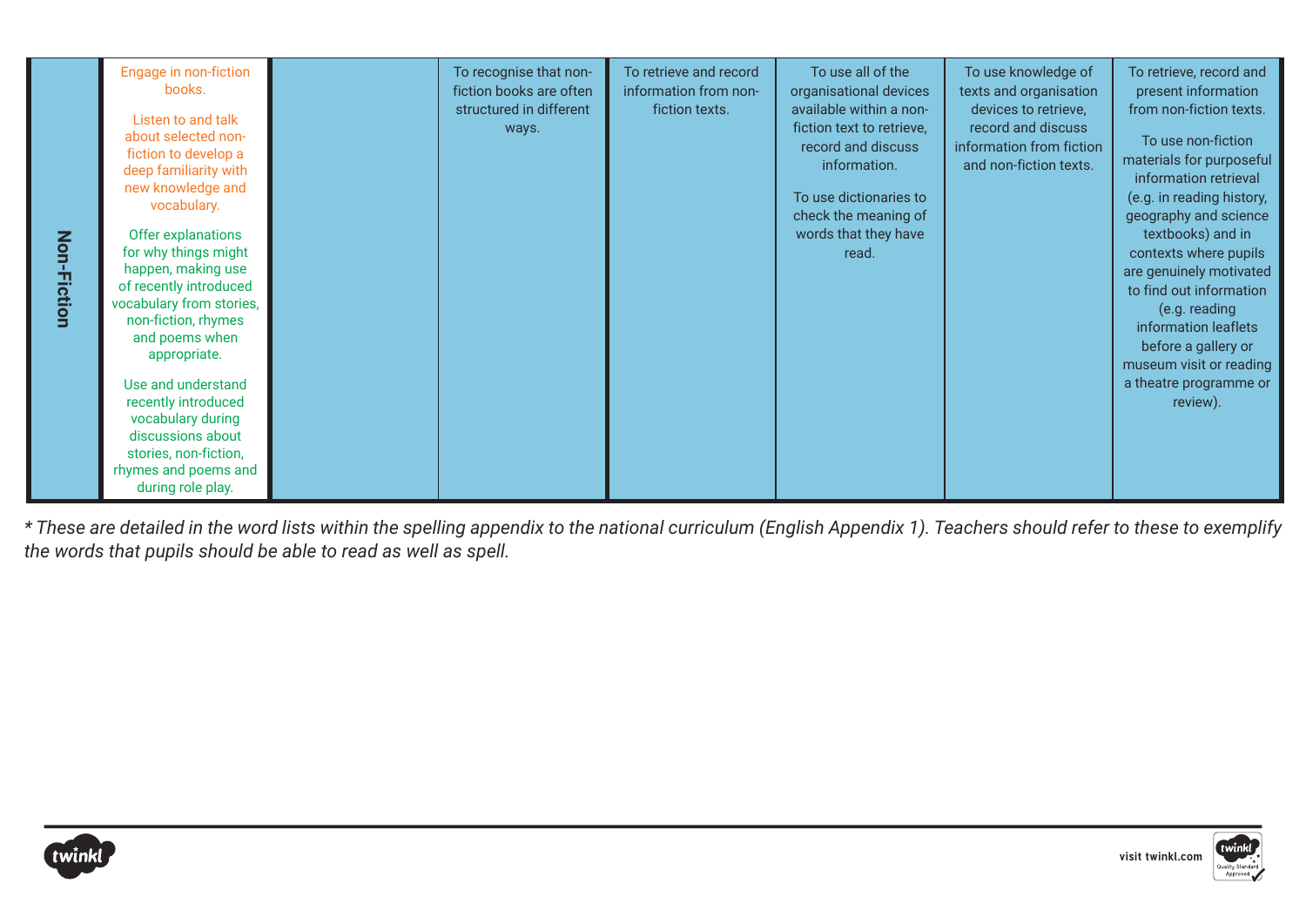| | | | | | | | |
|---|---|---|---|---|---|---|---|
| **Non-Fiction** | Engage in non-fiction books.<br><br>Listen to and talk about selected non-fiction to develop a deep familiarity with new knowledge and vocabulary.<br><br>Offer explanations for why things might happen, making use of recently introduced vocabulary from stories, non-fiction, rhymes and poems when appropriate.<br><br>Use and understand recently introduced vocabulary during discussions about stories, non-fiction, rhymes and poems and during role play. | | To recognise that non-fiction books are often structured in different ways. | To retrieve and record information from non-fiction texts. | To use all of the organisational devices available within a non-fiction text to retrieve, record and discuss information.<br><br>To use dictionaries to check the meaning of words that they have read. | To use knowledge of texts and organisation devices to retrieve, record and discuss information from fiction and non-fiction texts. | To retrieve, record and present information from non-fiction texts.<br><br>To use non-fiction materials for purposeful information retrieval (e.g. in reading history, geography and science textbooks) and in contexts where pupils are genuinely motivated to find out information (e.g. reading information leaflets before a gallery or museum visit or reading a theatre programme or review). |

*\* These are detailed in the word lists within the spelling appendix to the national curriculum (English Appendix 1). Teachers should refer to these to exemplify the words that pupils should be able to read as well as spell.*